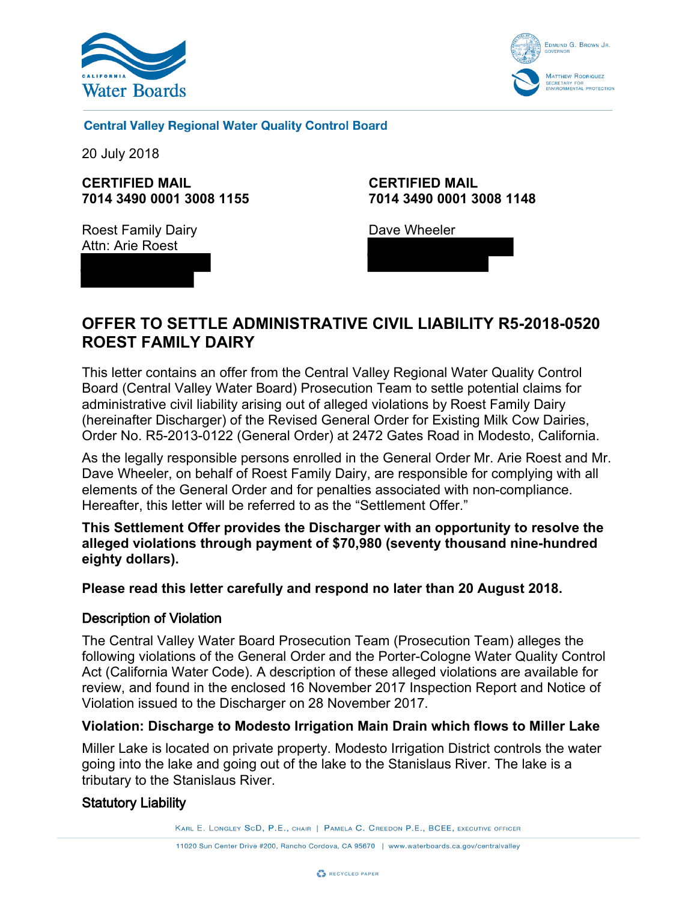**Central Valley Regional Water Quality Control Board**

20 July 2018

| **CERTIFIED MAIL** **7014 3490 0001 3008 1155** | **CERTIFIED MAIL** **7014 3490 0001 3008 1148** |
| --- | --- |
| Roest Family Dairy Attn: Arie Roest | Dave Wheeler |

# OFFER TO SETTLE ADMINISTRATIVE CIVIL LIABILITY R5-2018-0520 ROEST FAMILY DAIRY

This letter contains an offer from the Central Valley Regional Water Quality Control Board (Central Valley Water Board) Prosecution Team to settle potential claims for administrative civil liability arising out of alleged violations by Roest Family Dairy (hereinafter Discharger) of the Revised General Order for Existing Milk Cow Dairies, Order No. R5-2013-0122 (General Order) at 2472 Gates Road in Modesto, California.

As the legally responsible persons enrolled in the General Order Mr. Arie Roest and Mr. Dave Wheeler, on behalf of Roest Family Dairy, are responsible for complying with all elements of the General Order and for penalties associated with non-compliance. Hereafter, this letter will be referred to as the "Settlement Offer."

**This Settlement Offer provides the Discharger with an opportunity to resolve the alleged violations through payment of $70,980 (seventy thousand nine-hundred eighty dollars).**

**Please read this letter carefully and respond no later than 20 August 2018.**

## Description of Violation

The Central Valley Water Board Prosecution Team (Prosecution Team) alleges the following violations of the General Order and the Porter-Cologne Water Quality Control Act (California Water Code). A description of these alleged violations are available for review, and found in the enclosed 16 November 2017 Inspection Report and Notice of Violation issued to the Discharger on 28 November 2017.

### Violation: Discharge to Modesto Irrigation Main Drain which flows to Miller Lake

Miller Lake is located on private property. Modesto Irrigation District controls the water going into the lake and going out of the lake to the Stanislaus River. The lake is a tributary to the Stanislaus River.

## Statutory Liability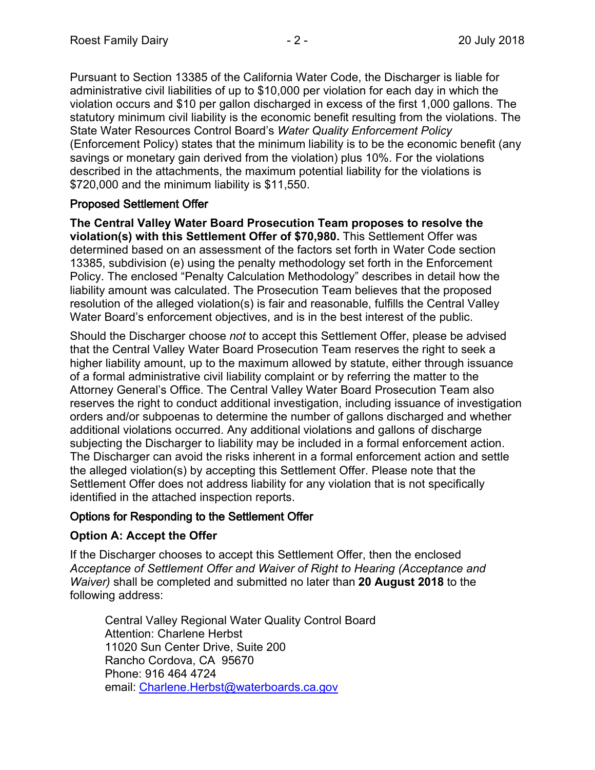Pursuant to Section 13385 of the California Water Code, the Discharger is liable for administrative civil liabilities of up to $10,000 per violation for each day in which the violation occurs and $10 per gallon discharged in excess of the first 1,000 gallons. The statutory minimum civil liability is the economic benefit resulting from the violations. The State Water Resources Control Board's *Water Quality Enforcement Policy* (Enforcement Policy) states that the minimum liability is to be the economic benefit (any savings or monetary gain derived from the violation) plus 10%. For the violations described in the attachments, the maximum potential liability for the violations is $720,000 and the minimum liability is $11,550.

## Proposed Settlement Offer

**The Central Valley Water Board Prosecution Team proposes to resolve the violation(s) with this Settlement Offer of $70,980.** This Settlement Offer was determined based on an assessment of the factors set forth in Water Code section 13385, subdivision (e) using the penalty methodology set forth in the Enforcement Policy. The enclosed "Penalty Calculation Methodology" describes in detail how the liability amount was calculated. The Prosecution Team believes that the proposed resolution of the alleged violation(s) is fair and reasonable, fulfills the Central Valley Water Board's enforcement objectives, and is in the best interest of the public.

Should the Discharger choose *not* to accept this Settlement Offer, please be advised that the Central Valley Water Board Prosecution Team reserves the right to seek a higher liability amount, up to the maximum allowed by statute, either through issuance of a formal administrative civil liability complaint or by referring the matter to the Attorney General's Office. The Central Valley Water Board Prosecution Team also reserves the right to conduct additional investigation, including issuance of investigation orders and/or subpoenas to determine the number of gallons discharged and whether additional violations occurred. Any additional violations and gallons of discharge subjecting the Discharger to liability may be included in a formal enforcement action. The Discharger can avoid the risks inherent in a formal enforcement action and settle the alleged violation(s) by accepting this Settlement Offer. Please note that the Settlement Offer does not address liability for any violation that is not specifically identified in the attached inspection reports.

## Options for Responding to the Settlement Offer

### Option A: Accept the Offer

If the Discharger chooses to accept this Settlement Offer, then the enclosed *Acceptance of Settlement Offer and Waiver of Right to Hearing (Acceptance and Waiver)* shall be completed and submitted no later than **20 August 2018** to the following address:

Central Valley Regional Water Quality Control Board
Attention: Charlene Herbst
11020 Sun Center Drive, Suite 200
Rancho Cordova, CA 95670
Phone: 916 464 4724
email: Charlene.Herbst@waterboards.ca.gov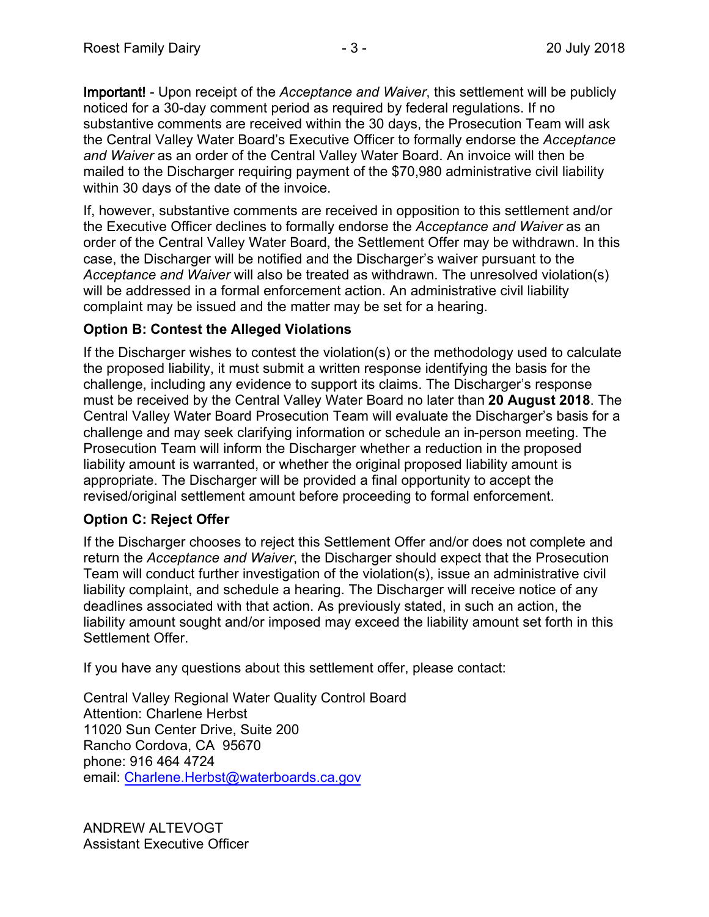**Important!** - Upon receipt of the *Acceptance and Waiver*, this settlement will be publicly noticed for a 30-day comment period as required by federal regulations. If no substantive comments are received within the 30 days, the Prosecution Team will ask the Central Valley Water Board's Executive Officer to formally endorse the *Acceptance and Waiver* as an order of the Central Valley Water Board. An invoice will then be mailed to the Discharger requiring payment of the $70,980 administrative civil liability within 30 days of the date of the invoice.

If, however, substantive comments are received in opposition to this settlement and/or the Executive Officer declines to formally endorse the *Acceptance and Waiver* as an order of the Central Valley Water Board, the Settlement Offer may be withdrawn. In this case, the Discharger will be notified and the Discharger's waiver pursuant to the *Acceptance and Waiver* will also be treated as withdrawn. The unresolved violation(s) will be addressed in a formal enforcement action. An administrative civil liability complaint may be issued and the matter may be set for a hearing.

**Option B: Contest the Alleged Violations**

If the Discharger wishes to contest the violation(s) or the methodology used to calculate the proposed liability, it must submit a written response identifying the basis for the challenge, including any evidence to support its claims. The Discharger's response must be received by the Central Valley Water Board no later than **20 August 2018**. The Central Valley Water Board Prosecution Team will evaluate the Discharger's basis for a challenge and may seek clarifying information or schedule an in-person meeting. The Prosecution Team will inform the Discharger whether a reduction in the proposed liability amount is warranted, or whether the original proposed liability amount is appropriate. The Discharger will be provided a final opportunity to accept the revised/original settlement amount before proceeding to formal enforcement.

**Option C: Reject Offer**

If the Discharger chooses to reject this Settlement Offer and/or does not complete and return the *Acceptance and Waiver*, the Discharger should expect that the Prosecution Team will conduct further investigation of the violation(s), issue an administrative civil liability complaint, and schedule a hearing. The Discharger will receive notice of any deadlines associated with that action. As previously stated, in such an action, the liability amount sought and/or imposed may exceed the liability amount set forth in this Settlement Offer.

If you have any questions about this settlement offer, please contact:

Central Valley Regional Water Quality Control Board
Attention: Charlene Herbst
11020 Sun Center Drive, Suite 200
Rancho Cordova, CA 95670
phone: 916 464 4724
email: Charlene.Herbst@waterboards.ca.gov

ANDREW ALTEVOGT
Assistant Executive Officer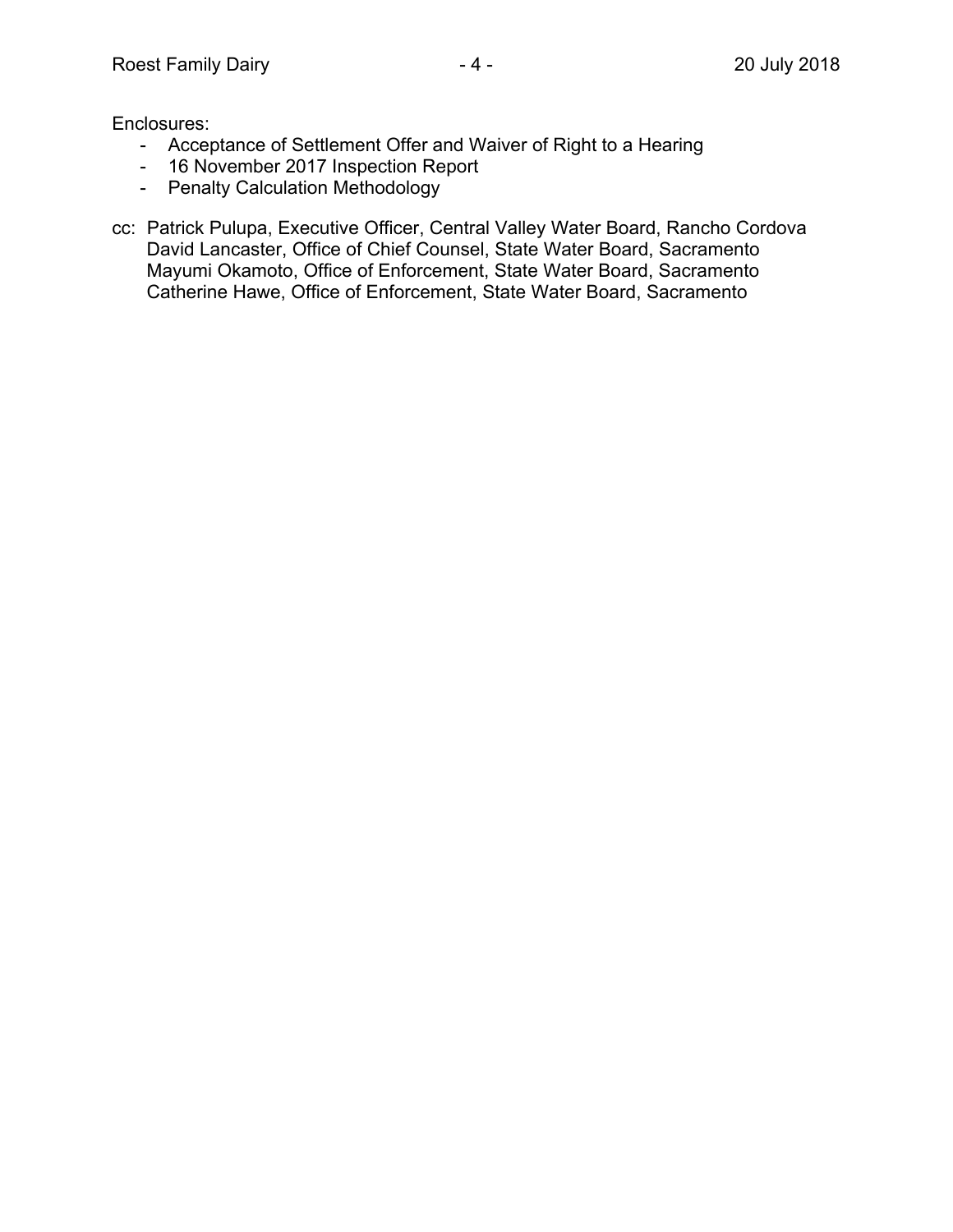Enclosures:

- Acceptance of Settlement Offer and Waiver of Right to a Hearing
- 16 November 2017 Inspection Report
- Penalty Calculation Methodology

cc: Patrick Pulupa, Executive Officer, Central Valley Water Board, Rancho Cordova
David Lancaster, Office of Chief Counsel, State Water Board, Sacramento
Mayumi Okamoto, Office of Enforcement, State Water Board, Sacramento
Catherine Hawe, Office of Enforcement, State Water Board, Sacramento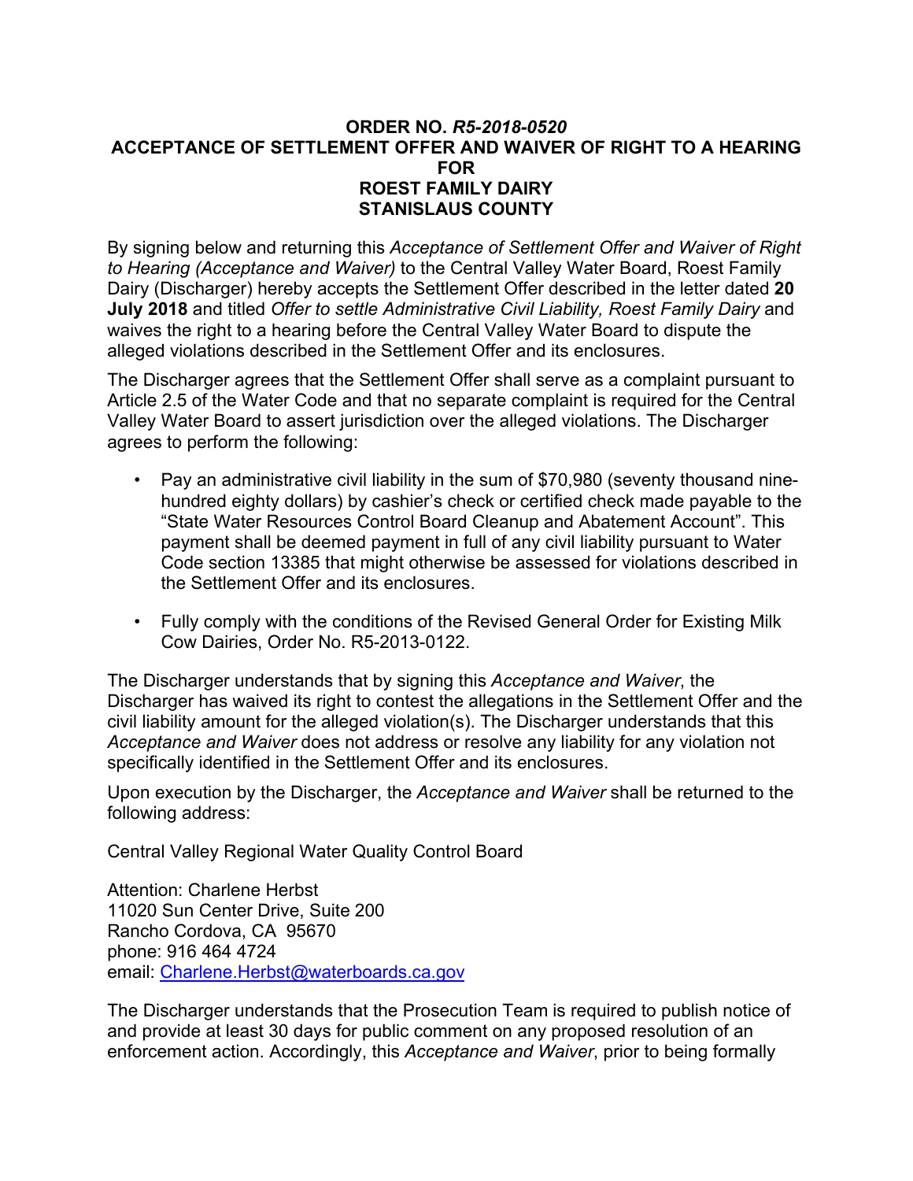# ORDER NO. *R5-2018-0520*
# ACCEPTANCE OF SETTLEMENT OFFER AND WAIVER OF RIGHT TO A HEARING FOR ROEST FAMILY DAIRY STANISLAUS COUNTY

By signing below and returning this *Acceptance of Settlement Offer and Waiver of Right to Hearing (Acceptance and Waiver)* to the Central Valley Water Board, Roest Family Dairy (Discharger) hereby accepts the Settlement Offer described in the letter dated **20 July 2018** and titled *Offer to settle Administrative Civil Liability, Roest Family Dairy* and waives the right to a hearing before the Central Valley Water Board to dispute the alleged violations described in the Settlement Offer and its enclosures.

The Discharger agrees that the Settlement Offer shall serve as a complaint pursuant to Article 2.5 of the Water Code and that no separate complaint is required for the Central Valley Water Board to assert jurisdiction over the alleged violations. The Discharger agrees to perform the following:

- Pay an administrative civil liability in the sum of $70,980 (seventy thousand nine-hundred eighty dollars) by cashier's check or certified check made payable to the "State Water Resources Control Board Cleanup and Abatement Account". This payment shall be deemed payment in full of any civil liability pursuant to Water Code section 13385 that might otherwise be assessed for violations described in the Settlement Offer and its enclosures.
- Fully comply with the conditions of the Revised General Order for Existing Milk Cow Dairies, Order No. R5-2013-0122.

The Discharger understands that by signing this *Acceptance and Waiver*, the Discharger has waived its right to contest the allegations in the Settlement Offer and the civil liability amount for the alleged violation(s). The Discharger understands that this *Acceptance and Waiver* does not address or resolve any liability for any violation not specifically identified in the Settlement Offer and its enclosures.

Upon execution by the Discharger, the *Acceptance and Waiver* shall be returned to the following address:

Central Valley Regional Water Quality Control Board

Attention: Charlene Herbst
11020 Sun Center Drive, Suite 200
Rancho Cordova, CA 95670
phone: 916 464 4724
email: Charlene.Herbst@waterboards.ca.gov

The Discharger understands that the Prosecution Team is required to publish notice of and provide at least 30 days for public comment on any proposed resolution of an enforcement action. Accordingly, this *Acceptance and Waiver*, prior to being formally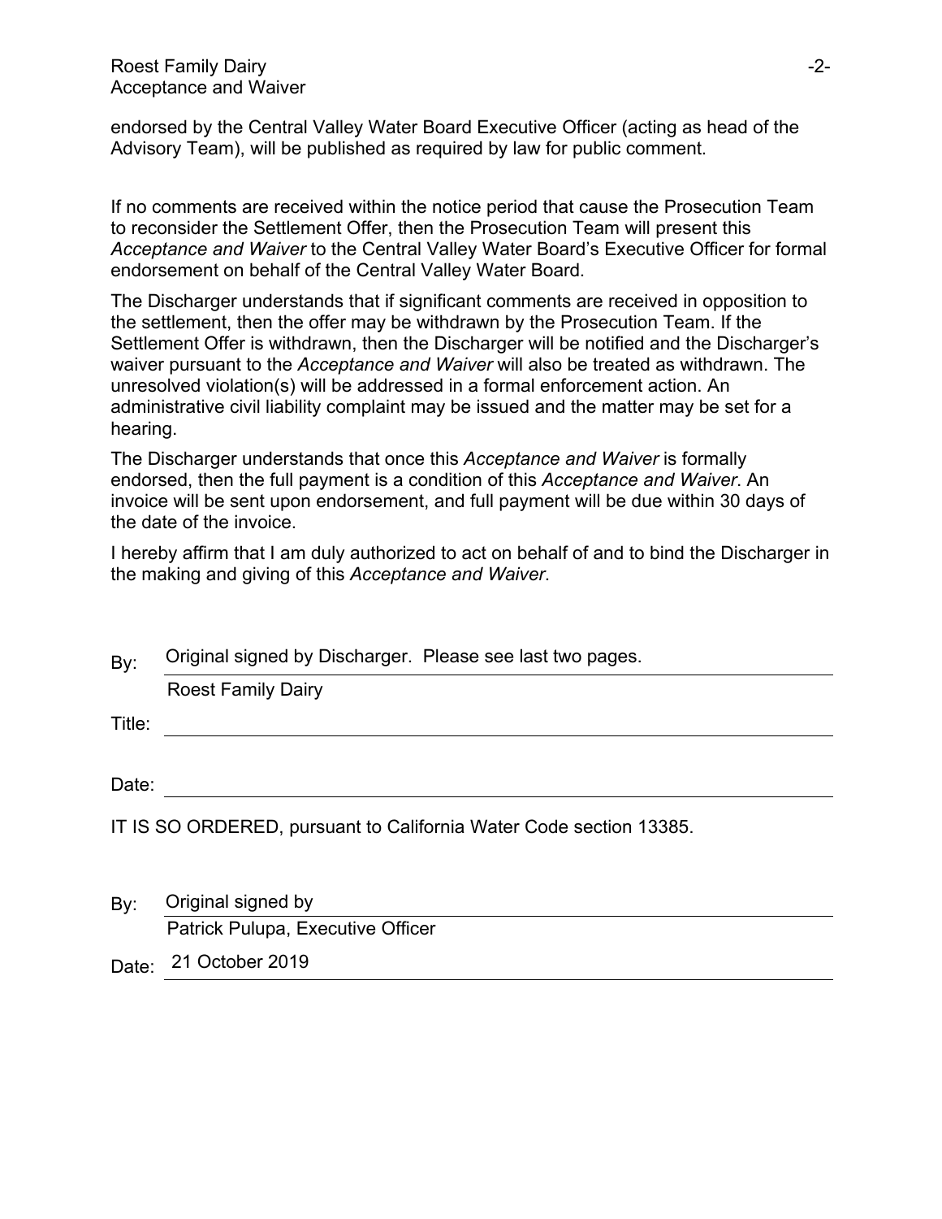endorsed by the Central Valley Water Board Executive Officer (acting as head of the Advisory Team), will be published as required by law for public comment.

If no comments are received within the notice period that cause the Prosecution Team to reconsider the Settlement Offer, then the Prosecution Team will present this *Acceptance and Waiver* to the Central Valley Water Board's Executive Officer for formal endorsement on behalf of the Central Valley Water Board.

The Discharger understands that if significant comments are received in opposition to the settlement, then the offer may be withdrawn by the Prosecution Team. If the Settlement Offer is withdrawn, then the Discharger will be notified and the Discharger's waiver pursuant to the *Acceptance and Waiver* will also be treated as withdrawn. The unresolved violation(s) will be addressed in a formal enforcement action. An administrative civil liability complaint may be issued and the matter may be set for a hearing.

The Discharger understands that once this *Acceptance and Waiver* is formally endorsed, then the full payment is a condition of this *Acceptance and Waiver*. An invoice will be sent upon endorsement, and full payment will be due within 30 days of the date of the invoice.

I hereby affirm that I am duly authorized to act on behalf of and to bind the Discharger in the making and giving of this *Acceptance and Waiver*.

By: Original signed by Discharger. Please see last two pages.
Roest Family Dairy

Title: ______________________________

Date: ______________________________

IT IS SO ORDERED, pursuant to California Water Code section 13385.

By: Original signed by
Patrick Pulupa, Executive Officer

Date: 21 October 2019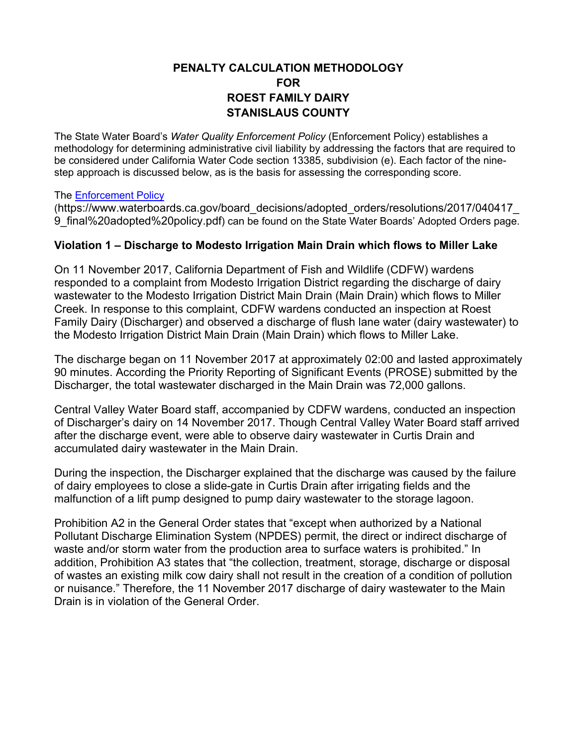# PENALTY CALCULATION METHODOLOGY FOR ROEST FAMILY DAIRY STANISLAUS COUNTY

The State Water Board's *Water Quality Enforcement Policy* (Enforcement Policy) establishes a methodology for determining administrative civil liability by addressing the factors that are required to be considered under California Water Code section 13385, subdivision (e). Each factor of the nine-step approach is discussed below, as is the basis for assessing the corresponding score.

The [Enforcement Policy](https://www.waterboards.ca.gov/board_decisions/adopted_orders/resolutions/2017/040417_9_final%20adopted%20policy.pdf) (https://www.waterboards.ca.gov/board_decisions/adopted_orders/resolutions/2017/040417_9_final%20adopted%20policy.pdf) can be found on the State Water Boards' Adopted Orders page.

## Violation 1 – Discharge to Modesto Irrigation Main Drain which flows to Miller Lake

On 11 November 2017, California Department of Fish and Wildlife (CDFW) wardens responded to a complaint from Modesto Irrigation District regarding the discharge of dairy wastewater to the Modesto Irrigation District Main Drain (Main Drain) which flows to Miller Creek. In response to this complaint, CDFW wardens conducted an inspection at Roest Family Dairy (Discharger) and observed a discharge of flush lane water (dairy wastewater) to the Modesto Irrigation District Main Drain (Main Drain) which flows to Miller Lake.

The discharge began on 11 November 2017 at approximately 02:00 and lasted approximately 90 minutes. According the Priority Reporting of Significant Events (PROSE) submitted by the Discharger, the total wastewater discharged in the Main Drain was 72,000 gallons.

Central Valley Water Board staff, accompanied by CDFW wardens, conducted an inspection of Discharger's dairy on 14 November 2017. Though Central Valley Water Board staff arrived after the discharge event, were able to observe dairy wastewater in Curtis Drain and accumulated dairy wastewater in the Main Drain.

During the inspection, the Discharger explained that the discharge was caused by the failure of dairy employees to close a slide-gate in Curtis Drain after irrigating fields and the malfunction of a lift pump designed to pump dairy wastewater to the storage lagoon.

Prohibition A2 in the General Order states that "except when authorized by a National Pollutant Discharge Elimination System (NPDES) permit, the direct or indirect discharge of waste and/or storm water from the production area to surface waters is prohibited." In addition, Prohibition A3 states that "the collection, treatment, storage, discharge or disposal of wastes an existing milk cow dairy shall not result in the creation of a condition of pollution or nuisance." Therefore, the 11 November 2017 discharge of dairy wastewater to the Main Drain is in violation of the General Order.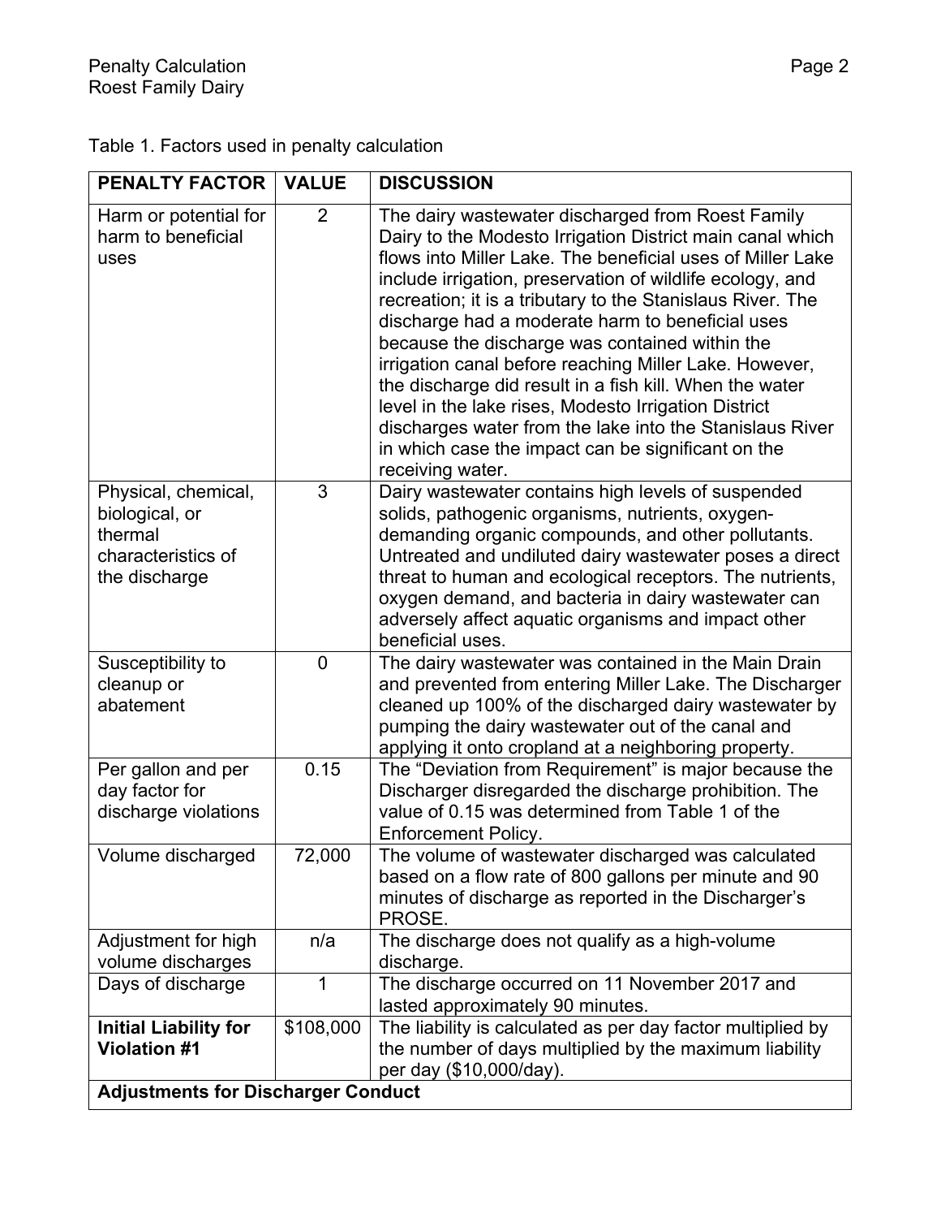Table 1. Factors used in penalty calculation

| PENALTY FACTOR | VALUE | DISCUSSION |
|---|---|---|
| Harm or potential for harm to beneficial uses | 2 | The dairy wastewater discharged from Roest Family Dairy to the Modesto Irrigation District main canal which flows into Miller Lake. The beneficial uses of Miller Lake include irrigation, preservation of wildlife ecology, and recreation; it is a tributary to the Stanislaus River. The discharge had a moderate harm to beneficial uses because the discharge was contained within the irrigation canal before reaching Miller Lake. However, the discharge did result in a fish kill. When the water level in the lake rises, Modesto Irrigation District discharges water from the lake into the Stanislaus River in which case the impact can be significant on the receiving water. |
| Physical, chemical, biological, or thermal characteristics of the discharge | 3 | Dairy wastewater contains high levels of suspended solids, pathogenic organisms, nutrients, oxygen-demanding organic compounds, and other pollutants. Untreated and undiluted dairy wastewater poses a direct threat to human and ecological receptors. The nutrients, oxygen demand, and bacteria in dairy wastewater can adversely affect aquatic organisms and impact other beneficial uses. |
| Susceptibility to cleanup or abatement | 0 | The dairy wastewater was contained in the Main Drain and prevented from entering Miller Lake. The Discharger cleaned up 100% of the discharged dairy wastewater by pumping the dairy wastewater out of the canal and applying it onto cropland at a neighboring property. |
| Per gallon and per day factor for discharge violations | 0.15 | The "Deviation from Requirement" is major because the Discharger disregarded the discharge prohibition. The value of 0.15 was determined from Table 1 of the Enforcement Policy. |
| Volume discharged | 72,000 | The volume of wastewater discharged was calculated based on a flow rate of 800 gallons per minute and 90 minutes of discharge as reported in the Discharger's PROSE. |
| Adjustment for high volume discharges | n/a | The discharge does not qualify as a high-volume discharge. |
| Days of discharge | 1 | The discharge occurred on 11 November 2017 and lasted approximately 90 minutes. |
| **Initial Liability for Violation #1** | $108,000 | The liability is calculated as per day factor multiplied by the number of days multiplied by the maximum liability per day ($10,000/day). |
| **Adjustments for Discharger Conduct** | | |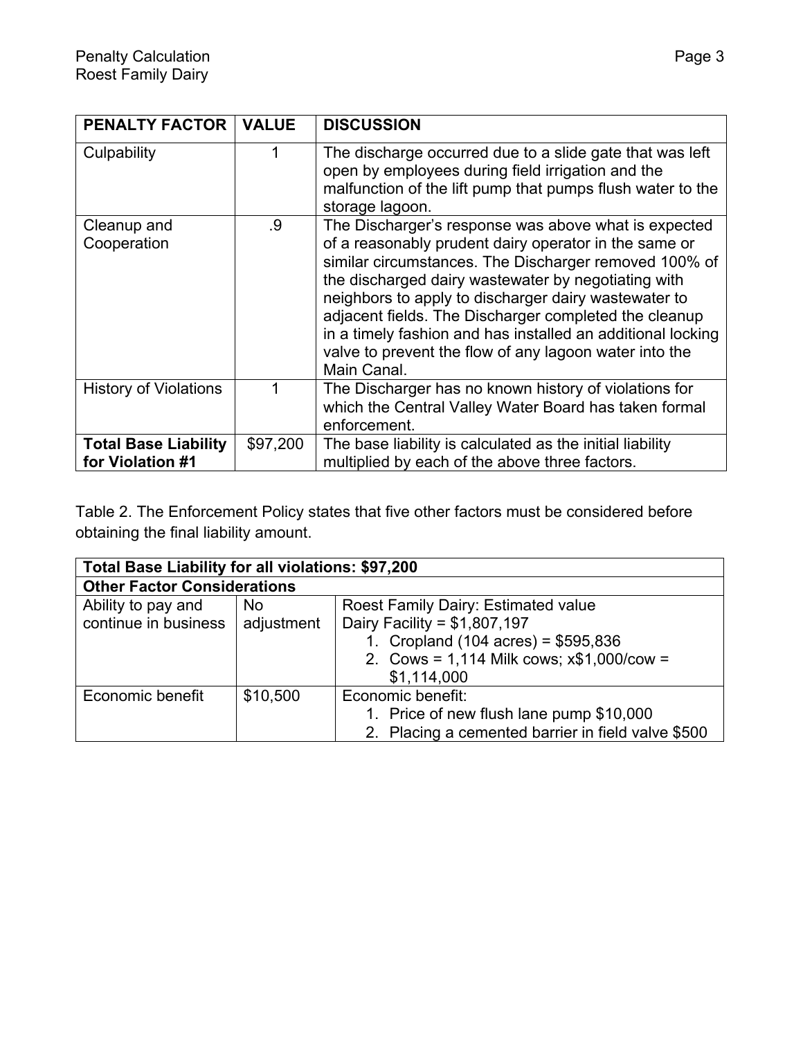| PENALTY FACTOR | VALUE | DISCUSSION |
|---|---|---|
| Culpability | 1 | The discharge occurred due to a slide gate that was left open by employees during field irrigation and the malfunction of the lift pump that pumps flush water to the storage lagoon. |
| Cleanup and Cooperation | .9 | The Discharger's response was above what is expected of a reasonably prudent dairy operator in the same or similar circumstances. The Discharger removed 100% of the discharged dairy wastewater by negotiating with neighbors to apply to discharger dairy wastewater to adjacent fields. The Discharger completed the cleanup in a timely fashion and has installed an additional locking valve to prevent the flow of any lagoon water into the Main Canal. |
| History of Violations | 1 | The Discharger has no known history of violations for which the Central Valley Water Board has taken formal enforcement. |
| **Total Base Liability for Violation #1** | $97,200 | The base liability is calculated as the initial liability multiplied by each of the above three factors. |

Table 2. The Enforcement Policy states that five other factors must be considered before obtaining the final liability amount.

| **Total Base Liability for all violations: $97,200** | | |
|---|---|---|
| **Other Factor Considerations** | | |
| Ability to pay and continue in business | No adjustment | Roest Family Dairy: Estimated value Dairy Facility = $1,807,197<br>1. Cropland (104 acres) = $595,836<br>2. Cows = 1,114 Milk cows; x$1,000/cow = $1,114,000 |
| Economic benefit | $10,500 | Economic benefit:<br>1. Price of new flush lane pump $10,000<br>2. Placing a cemented barrier in field valve $500 |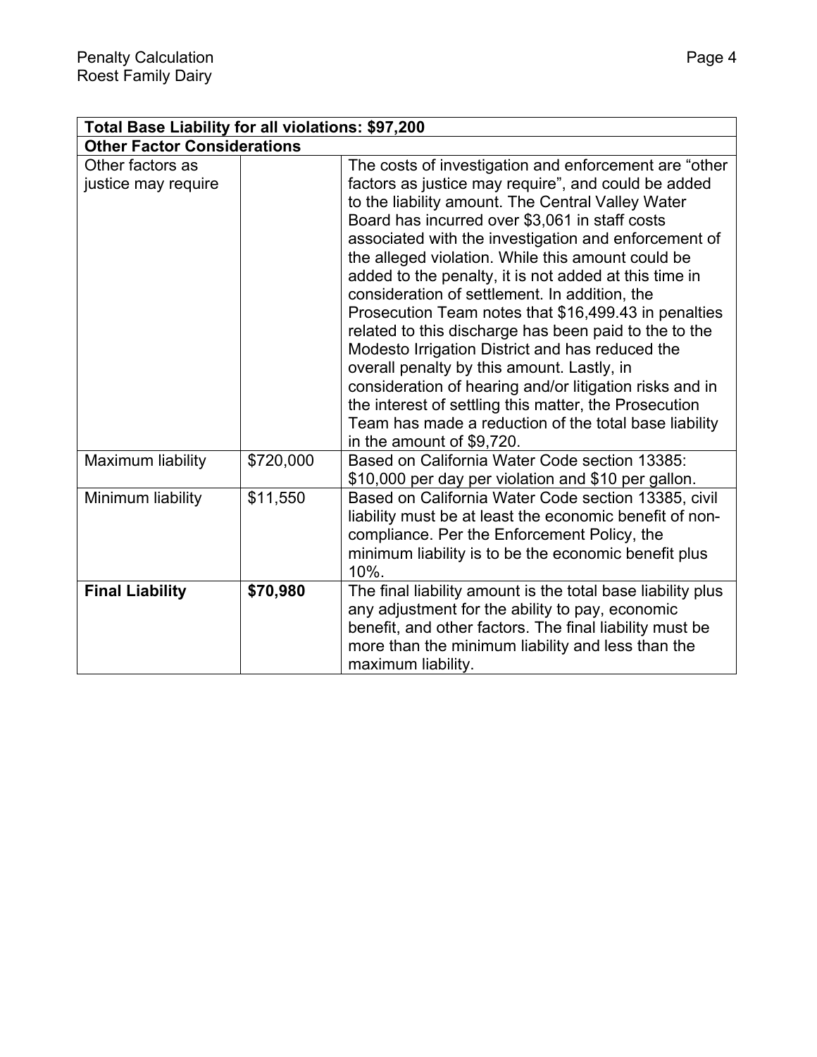| **Total Base Liability for all violations: $97,200** | | |
|---|---|---|
| **Other Factor Considerations** | | |
| Other factors as justice may require | | The costs of investigation and enforcement are "other factors as justice may require", and could be added to the liability amount. The Central Valley Water Board has incurred over $3,061 in staff costs associated with the investigation and enforcement of the alleged violation. While this amount could be added to the penalty, it is not added at this time in consideration of settlement. In addition, the Prosecution Team notes that $16,499.43 in penalties related to this discharge has been paid to the to the Modesto Irrigation District and has reduced the overall penalty by this amount. Lastly, in consideration of hearing and/or litigation risks and in the interest of settling this matter, the Prosecution Team has made a reduction of the total base liability in the amount of $9,720. |
| Maximum liability | $720,000 | Based on California Water Code section 13385: $10,000 per day per violation and $10 per gallon. |
| Minimum liability | $11,550 | Based on California Water Code section 13385, civil liability must be at least the economic benefit of non-compliance. Per the Enforcement Policy, the minimum liability is to be the economic benefit plus 10%. |
| **Final Liability** | **$70,980** | The final liability amount is the total base liability plus any adjustment for the ability to pay, economic benefit, and other factors. The final liability must be more than the minimum liability and less than the maximum liability. |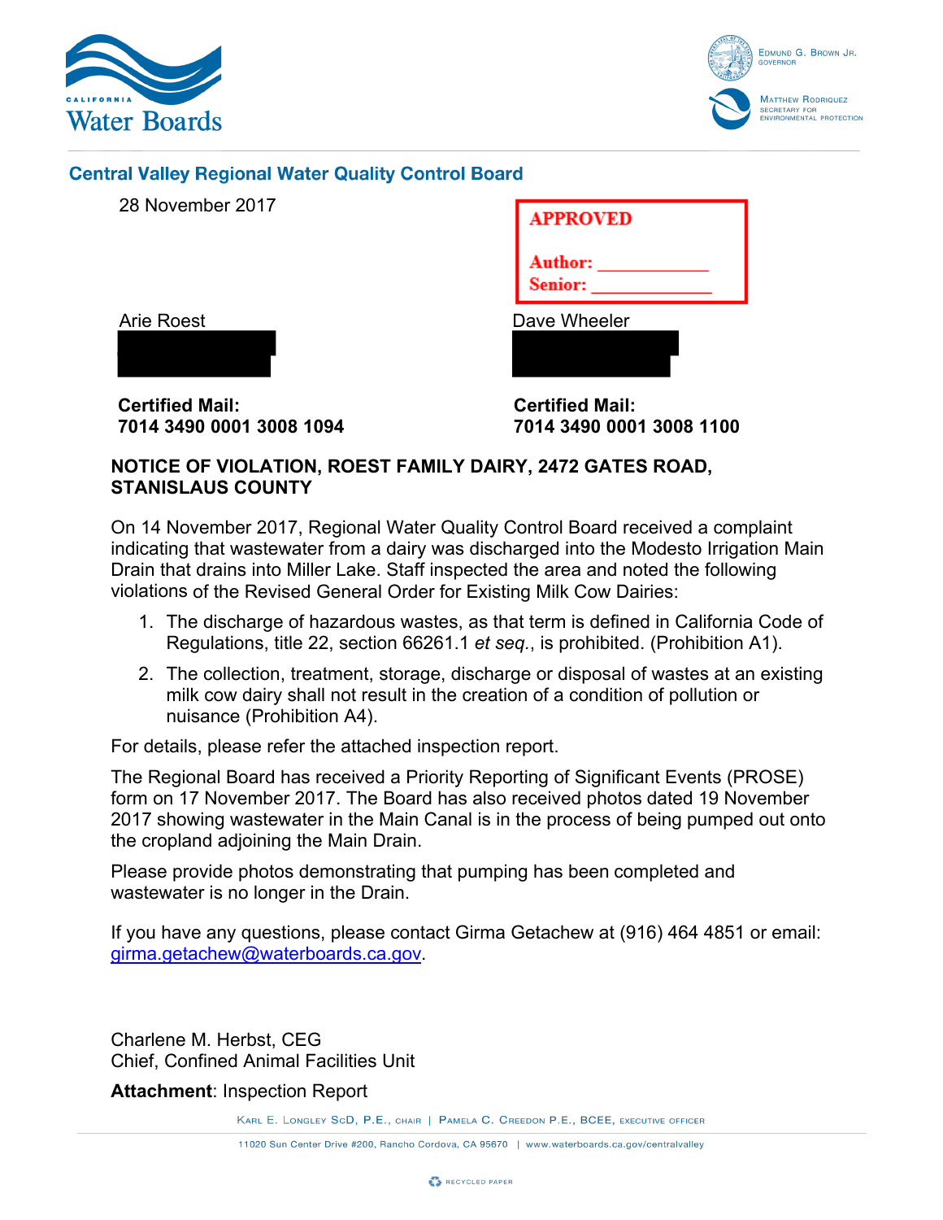**Central Valley Regional Water Quality Control Board**

28 November 2017

**APPROVED**

**Author:** ____________
**Senior:** ____________

Arie Roest

Dave Wheeler

**Certified Mail:**
**7014 3490 0001 3008 1094**

**Certified Mail:**
**7014 3490 0001 3008 1100**

**NOTICE OF VIOLATION, ROEST FAMILY DAIRY, 2472 GATES ROAD, STANISLAUS COUNTY**

On 14 November 2017, Regional Water Quality Control Board received a complaint indicating that wastewater from a dairy was discharged into the Modesto Irrigation Main Drain that drains into Miller Lake. Staff inspected the area and noted the following violations of the Revised General Order for Existing Milk Cow Dairies:

1. The discharge of hazardous wastes, as that term is defined in California Code of Regulations, title 22, section 66261.1 *et seq.*, is prohibited. (Prohibition A1).
2. The collection, treatment, storage, discharge or disposal of wastes at an existing milk cow dairy shall not result in the creation of a condition of pollution or nuisance (Prohibition A4).

For details, please refer the attached inspection report.

The Regional Board has received a Priority Reporting of Significant Events (PROSE) form on 17 November 2017. The Board has also received photos dated 19 November 2017 showing wastewater in the Main Canal is in the process of being pumped out onto the cropland adjoining the Main Drain.

Please provide photos demonstrating that pumping has been completed and wastewater is no longer in the Drain.

If you have any questions, please contact Girma Getachew at (916) 464 4851 or email: girma.getachew@waterboards.ca.gov.

Charlene M. Herbst, CEG
Chief, Confined Animal Facilities Unit

**Attachment**: Inspection Report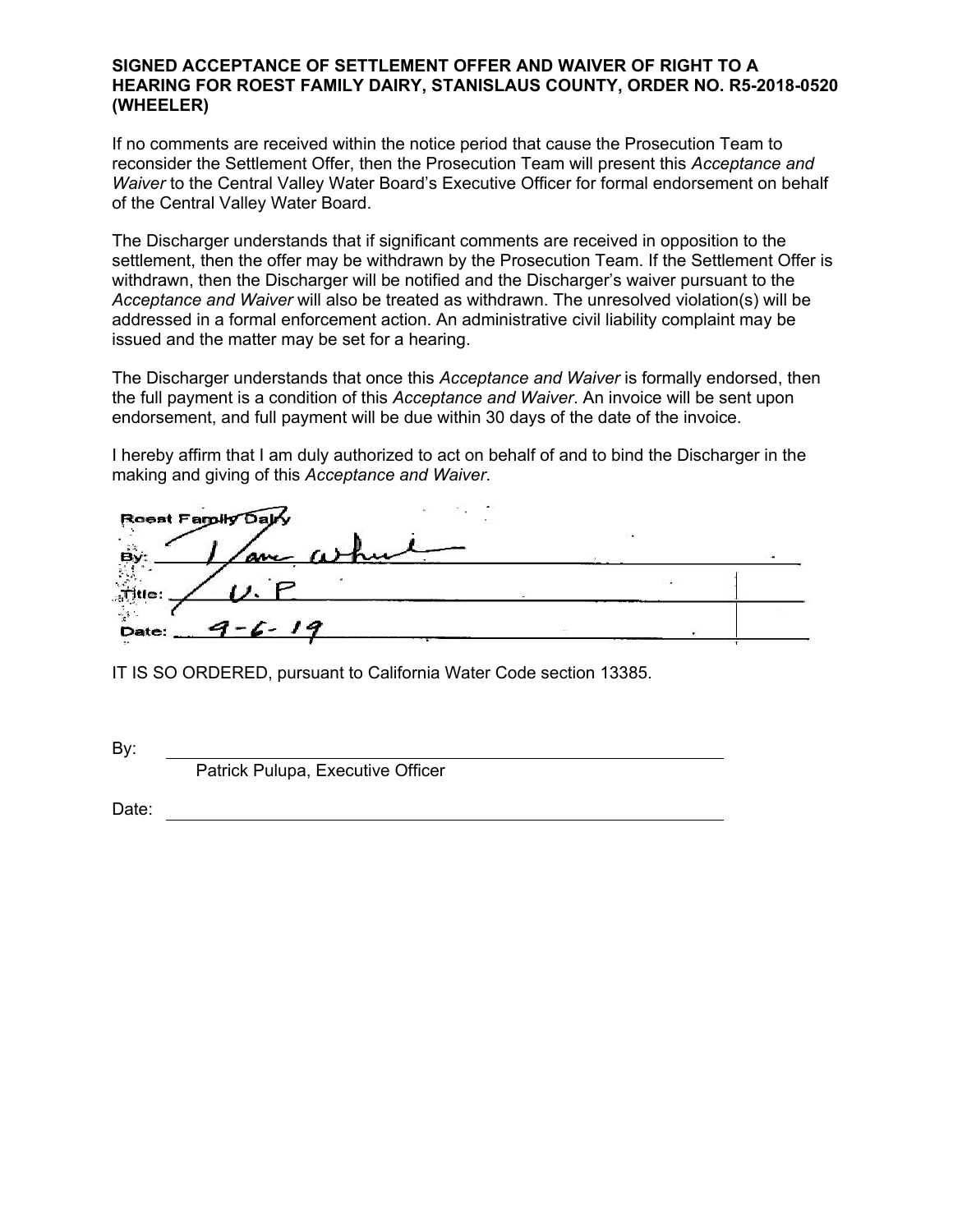**SIGNED ACCEPTANCE OF SETTLEMENT OFFER AND WAIVER OF RIGHT TO A HEARING FOR ROEST FAMILY DAIRY, STANISLAUS COUNTY, ORDER NO. R5-2018-0520 (WHEELER)**

If no comments are received within the notice period that cause the Prosecution Team to reconsider the Settlement Offer, then the Prosecution Team will present this *Acceptance and Waiver* to the Central Valley Water Board's Executive Officer for formal endorsement on behalf of the Central Valley Water Board.

The Discharger understands that if significant comments are received in opposition to the settlement, then the offer may be withdrawn by the Prosecution Team. If the Settlement Offer is withdrawn, then the Discharger will be notified and the Discharger's waiver pursuant to the *Acceptance and Waiver* will also be treated as withdrawn. The unresolved violation(s) will be addressed in a formal enforcement action. An administrative civil liability complaint may be issued and the matter may be set for a hearing.

The Discharger understands that once this *Acceptance and Waiver* is formally endorsed, then the full payment is a condition of this *Acceptance and Waiver*. An invoice will be sent upon endorsement, and full payment will be due within 30 days of the date of the invoice.

I hereby affirm that I am duly authorized to act on behalf of and to bind the Discharger in the making and giving of this *Acceptance and Waiver*.

Roest Family Dairy

By: [signature]

Title: V.P

Date: 9-6-19

IT IS SO ORDERED, pursuant to California Water Code section 13385.

By: ______________________________

Patrick Pulupa, Executive Officer

Date: ______________________________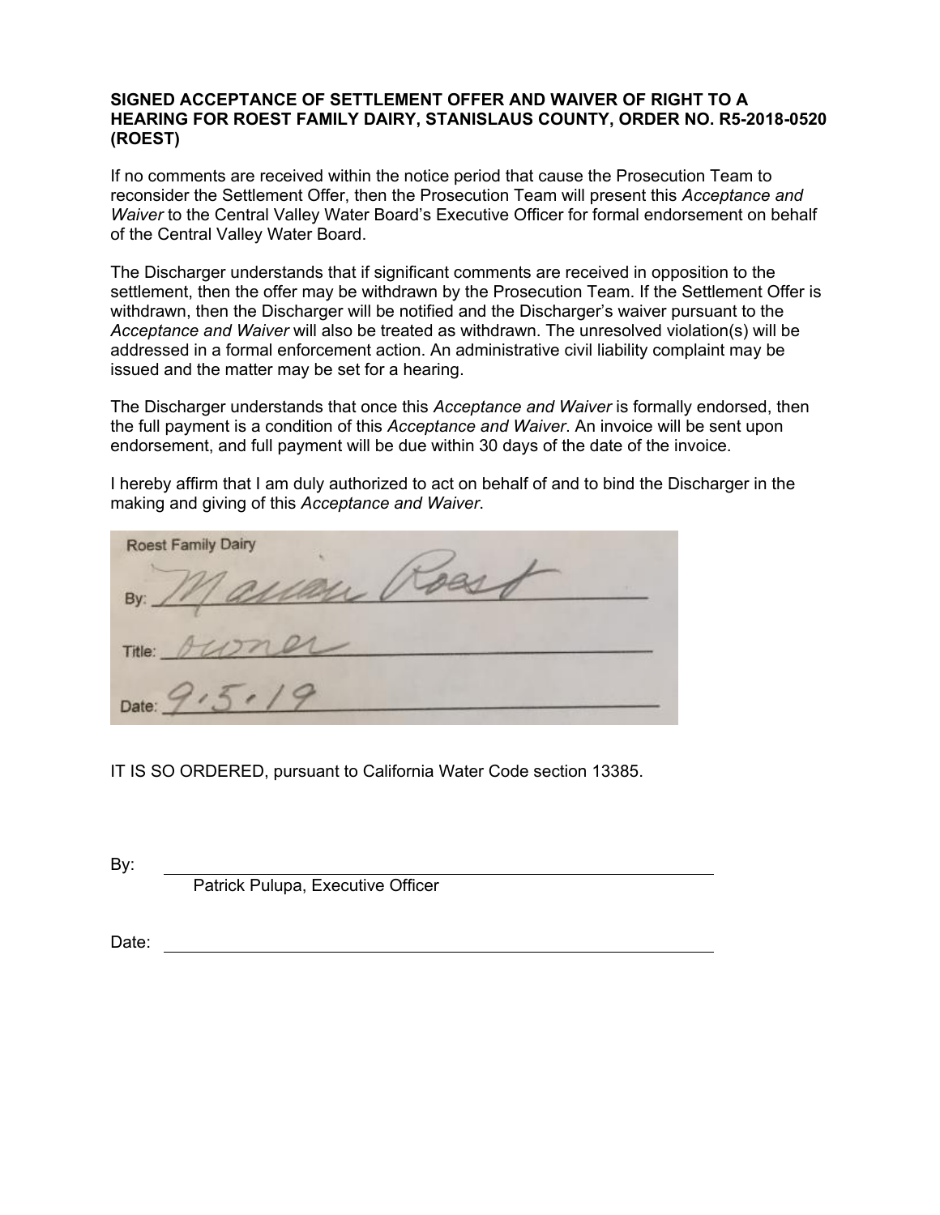**SIGNED ACCEPTANCE OF SETTLEMENT OFFER AND WAIVER OF RIGHT TO A HEARING FOR ROEST FAMILY DAIRY, STANISLAUS COUNTY, ORDER NO. R5-2018-0520 (ROEST)**

If no comments are received within the notice period that cause the Prosecution Team to reconsider the Settlement Offer, then the Prosecution Team will present this *Acceptance and Waiver* to the Central Valley Water Board's Executive Officer for formal endorsement on behalf of the Central Valley Water Board.

The Discharger understands that if significant comments are received in opposition to the settlement, then the offer may be withdrawn by the Prosecution Team. If the Settlement Offer is withdrawn, then the Discharger will be notified and the Discharger's waiver pursuant to the *Acceptance and Waiver* will also be treated as withdrawn. The unresolved violation(s) will be addressed in a formal enforcement action. An administrative civil liability complaint may be issued and the matter may be set for a hearing.

The Discharger understands that once this *Acceptance and Waiver* is formally endorsed, then the full payment is a condition of this *Acceptance and Waiver*. An invoice will be sent upon endorsement, and full payment will be due within 30 days of the date of the invoice.

I hereby affirm that I am duly authorized to act on behalf of and to bind the Discharger in the making and giving of this *Acceptance and Waiver*.

Roest Family Dairy

By: Marian Roest

Title: owner

Date: 9·5·19

IT IS SO ORDERED, pursuant to California Water Code section 13385.

By: \_\_\_\_\_\_\_\_\_\_\_\_\_\_\_\_\_\_\_\_\_\_\_\_\_\_\_\_\_\_\_\_\_\_\_\_\_\_\_\_\_\_\_\_\_\_\_\_

Patrick Pulupa, Executive Officer

Date: \_\_\_\_\_\_\_\_\_\_\_\_\_\_\_\_\_\_\_\_\_\_\_\_\_\_\_\_\_\_\_\_\_\_\_\_\_\_\_\_\_\_\_\_\_\_\_\_